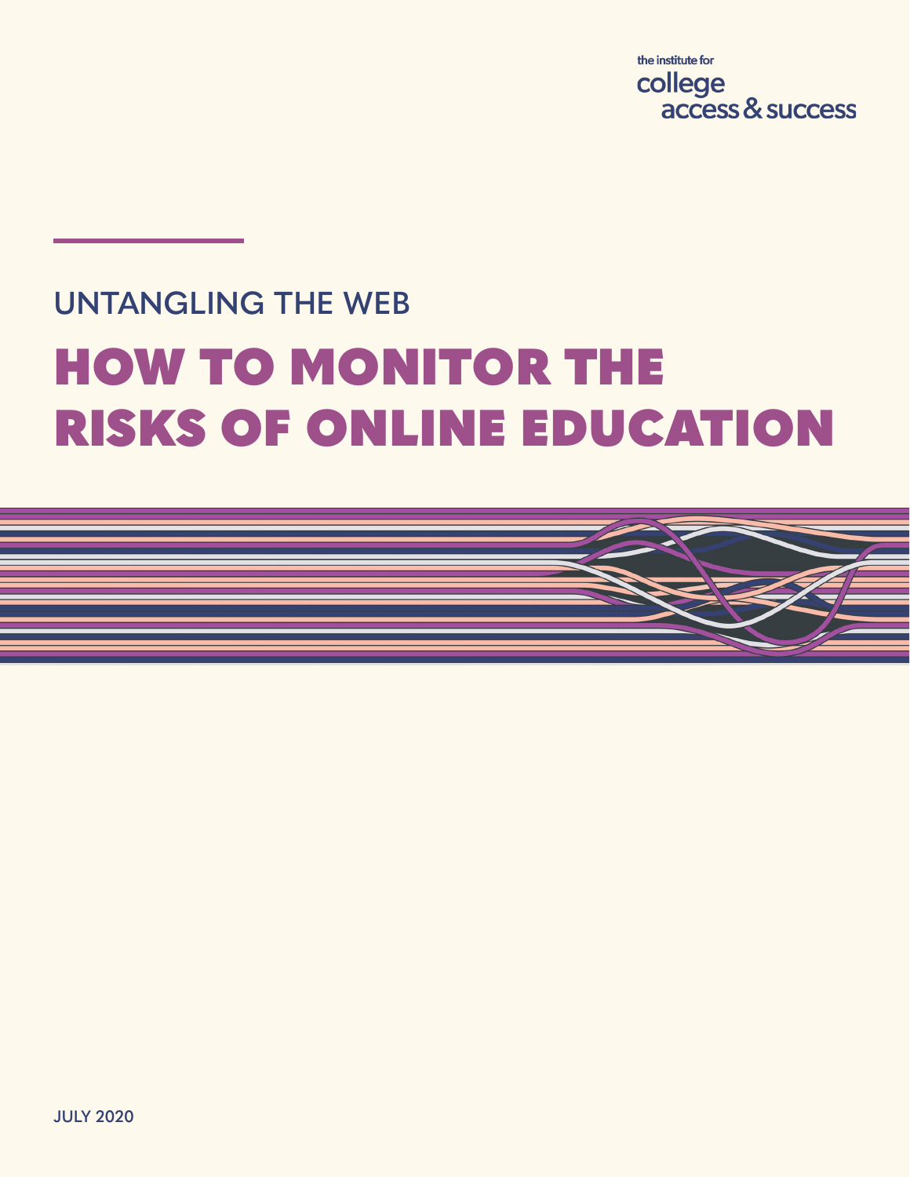the institute for
college
access & success

UNTANGLING THE WEB

# HOW TO MONITOR THE RISKS OF ONLINE EDUCATION

JULY 2020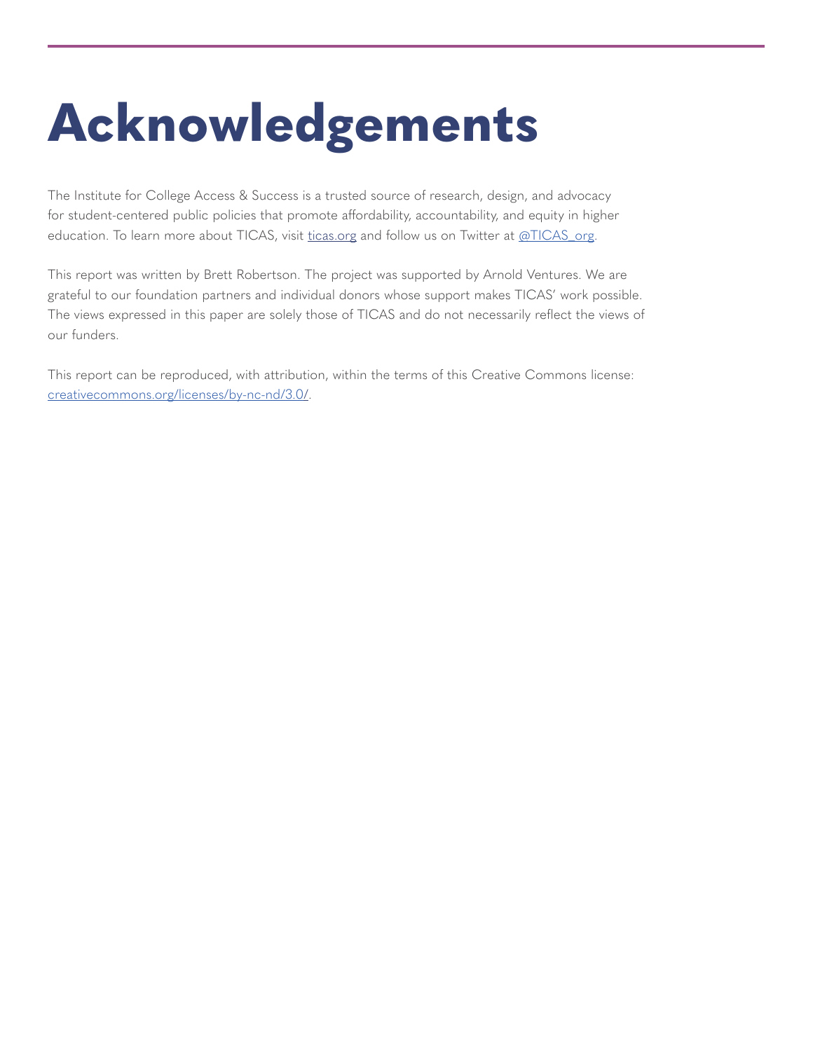# Acknowledgements

The Institute for College Access & Success is a trusted source of research, design, and advocacy for student-centered public policies that promote affordability, accountability, and equity in higher education. To learn more about TICAS, visit [ticas.org](https://ticas.org) and follow us on Twitter at [@TICAS_org](https://twitter.com/TICAS_org).

This report was written by Brett Robertson. The project was supported by Arnold Ventures. We are grateful to our foundation partners and individual donors whose support makes TICAS' work possible. The views expressed in this paper are solely those of TICAS and do not necessarily reflect the views of our funders.

This report can be reproduced, with attribution, within the terms of this Creative Commons license: [creativecommons.org/licenses/by-nc-nd/3.0/](https://creativecommons.org/licenses/by-nc-nd/3.0/).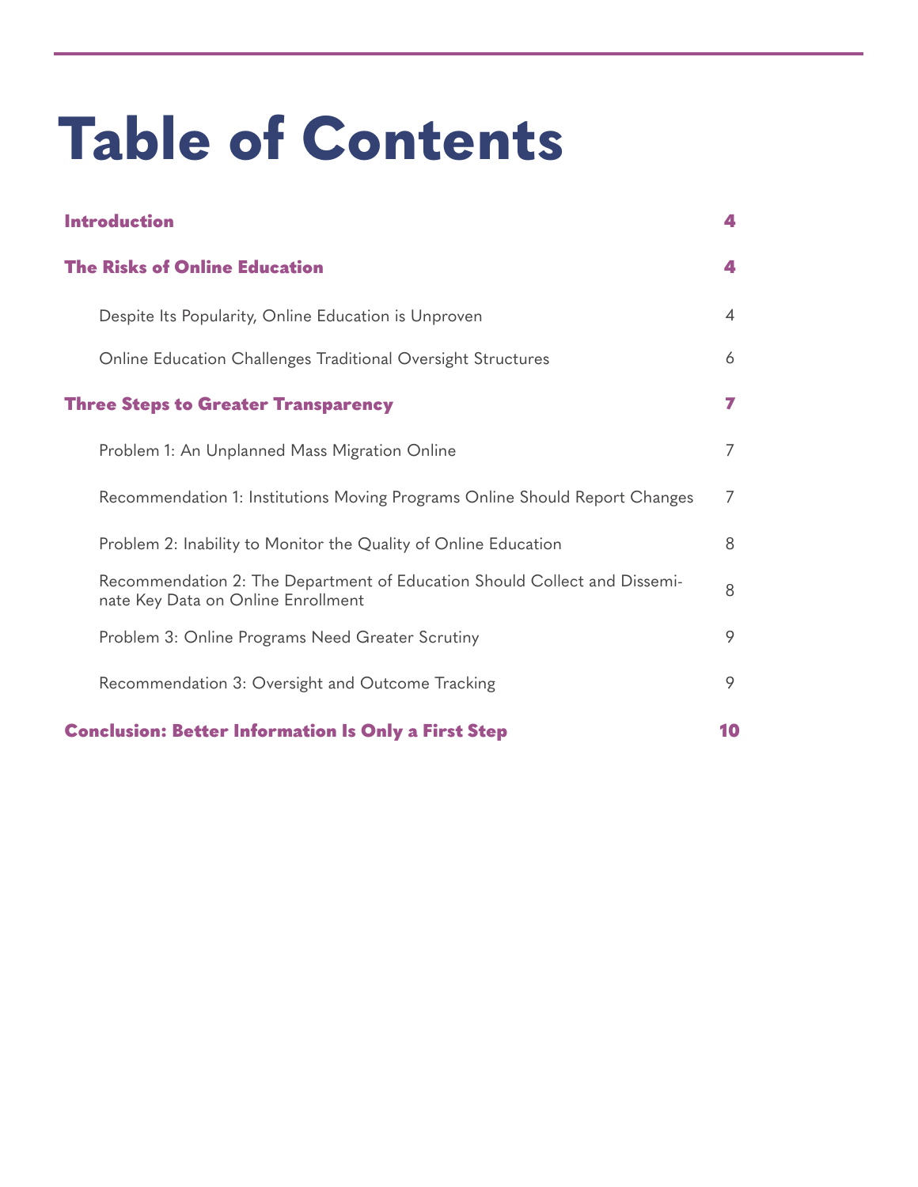# Table of Contents

| | |
|---|---|
| **Introduction** | **4** |
| **The Risks of Online Education** | **4** |
| Despite Its Popularity, Online Education is Unproven | 4 |
| Online Education Challenges Traditional Oversight Structures | 6 |
| **Three Steps to Greater Transparency** | **7** |
| Problem 1: An Unplanned Mass Migration Online | 7 |
| Recommendation 1: Institutions Moving Programs Online Should Report Changes | 7 |
| Problem 2: Inability to Monitor the Quality of Online Education | 8 |
| Recommendation 2: The Department of Education Should Collect and Disseminate Key Data on Online Enrollment | 8 |
| Problem 3: Online Programs Need Greater Scrutiny | 9 |
| Recommendation 3: Oversight and Outcome Tracking | 9 |
| **Conclusion: Better Information Is Only a First Step** | **10** |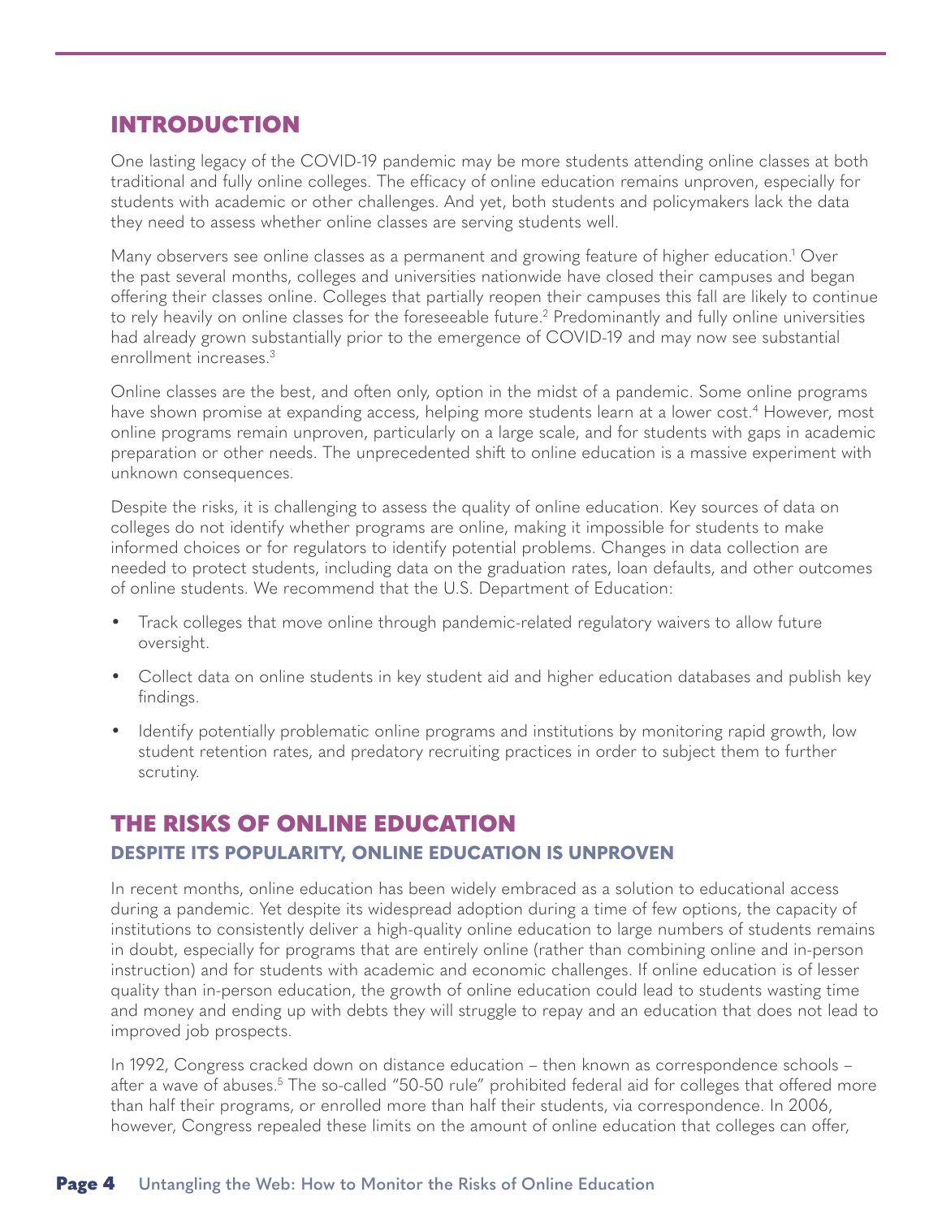## INTRODUCTION

One lasting legacy of the COVID-19 pandemic may be more students attending online classes at both traditional and fully online colleges. The efficacy of online education remains unproven, especially for students with academic or other challenges. And yet, both students and policymakers lack the data they need to assess whether online classes are serving students well.

Many observers see online classes as a permanent and growing feature of higher education.[1] Over the past several months, colleges and universities nationwide have closed their campuses and began offering their classes online. Colleges that partially reopen their campuses this fall are likely to continue to rely heavily on online classes for the foreseeable future.[2] Predominantly and fully online universities had already grown substantially prior to the emergence of COVID-19 and may now see substantial enrollment increases.[3]

Online classes are the best, and often only, option in the midst of a pandemic. Some online programs have shown promise at expanding access, helping more students learn at a lower cost.[4] However, most online programs remain unproven, particularly on a large scale, and for students with gaps in academic preparation or other needs. The unprecedented shift to online education is a massive experiment with unknown consequences.

Despite the risks, it is challenging to assess the quality of online education. Key sources of data on colleges do not identify whether programs are online, making it impossible for students to make informed choices or for regulators to identify potential problems. Changes in data collection are needed to protect students, including data on the graduation rates, loan defaults, and other outcomes of online students. We recommend that the U.S. Department of Education:

- Track colleges that move online through pandemic-related regulatory waivers to allow future oversight.
- Collect data on online students in key student aid and higher education databases and publish key findings.
- Identify potentially problematic online programs and institutions by monitoring rapid growth, low student retention rates, and predatory recruiting practices in order to subject them to further scrutiny.

## THE RISKS OF ONLINE EDUCATION

### DESPITE ITS POPULARITY, ONLINE EDUCATION IS UNPROVEN

In recent months, online education has been widely embraced as a solution to educational access during a pandemic. Yet despite its widespread adoption during a time of few options, the capacity of institutions to consistently deliver a high-quality online education to large numbers of students remains in doubt, especially for programs that are entirely online (rather than combining online and in-person instruction) and for students with academic and economic challenges. If online education is of lesser quality than in-person education, the growth of online education could lead to students wasting time and money and ending up with debts they will struggle to repay and an education that does not lead to improved job prospects.

In 1992, Congress cracked down on distance education – then known as correspondence schools – after a wave of abuses.[5] The so-called "50-50 rule" prohibited federal aid for colleges that offered more than half their programs, or enrolled more than half their students, via correspondence. In 2006, however, Congress repealed these limits on the amount of online education that colleges can offer,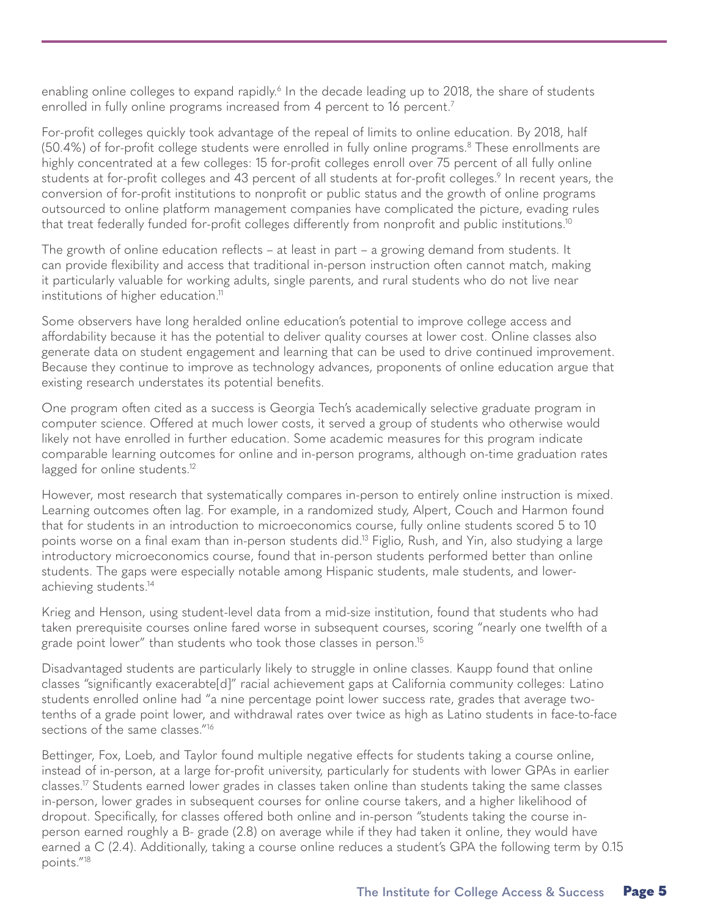enabling online colleges to expand rapidly.[6] In the decade leading up to 2018, the share of students enrolled in fully online programs increased from 4 percent to 16 percent.[7]

For-profit colleges quickly took advantage of the repeal of limits to online education. By 2018, half (50.4%) of for-profit college students were enrolled in fully online programs.[8] These enrollments are highly concentrated at a few colleges: 15 for-profit colleges enroll over 75 percent of all fully online students at for-profit colleges and 43 percent of all students at for-profit colleges.[9] In recent years, the conversion of for-profit institutions to nonprofit or public status and the growth of online programs outsourced to online platform management companies have complicated the picture, evading rules that treat federally funded for-profit colleges differently from nonprofit and public institutions.[10]

The growth of online education reflects – at least in part – a growing demand from students. It can provide flexibility and access that traditional in-person instruction often cannot match, making it particularly valuable for working adults, single parents, and rural students who do not live near institutions of higher education.[11]

Some observers have long heralded online education's potential to improve college access and affordability because it has the potential to deliver quality courses at lower cost. Online classes also generate data on student engagement and learning that can be used to drive continued improvement. Because they continue to improve as technology advances, proponents of online education argue that existing research understates its potential benefits.

One program often cited as a success is Georgia Tech's academically selective graduate program in computer science. Offered at much lower costs, it served a group of students who otherwise would likely not have enrolled in further education. Some academic measures for this program indicate comparable learning outcomes for online and in-person programs, although on-time graduation rates lagged for online students.[12]

However, most research that systematically compares in-person to entirely online instruction is mixed. Learning outcomes often lag. For example, in a randomized study, Alpert, Couch and Harmon found that for students in an introduction to microeconomics course, fully online students scored 5 to 10 points worse on a final exam than in-person students did.[13] Figlio, Rush, and Yin, also studying a large introductory microeconomics course, found that in-person students performed better than online students. The gaps were especially notable among Hispanic students, male students, and lower-achieving students.[14]

Krieg and Henson, using student-level data from a mid-size institution, found that students who had taken prerequisite courses online fared worse in subsequent courses, scoring "nearly one twelfth of a grade point lower" than students who took those classes in person.[15]

Disadvantaged students are particularly likely to struggle in online classes. Kaupp found that online classes "significantly exacerbate[d]" racial achievement gaps at California community colleges: Latino students enrolled online had "a nine percentage point lower success rate, grades that average two-tenths of a grade point lower, and withdrawal rates over twice as high as Latino students in face-to-face sections of the same classes."[16]

Bettinger, Fox, Loeb, and Taylor found multiple negative effects for students taking a course online, instead of in-person, at a large for-profit university, particularly for students with lower GPAs in earlier classes.[17] Students earned lower grades in classes taken online than students taking the same classes in-person, lower grades in subsequent courses for online course takers, and a higher likelihood of dropout. Specifically, for classes offered both online and in-person "students taking the course in-person earned roughly a B- grade (2.8) on average while if they had taken it online, they would have earned a C (2.4). Additionally, taking a course online reduces a student's GPA the following term by 0.15 points."[18]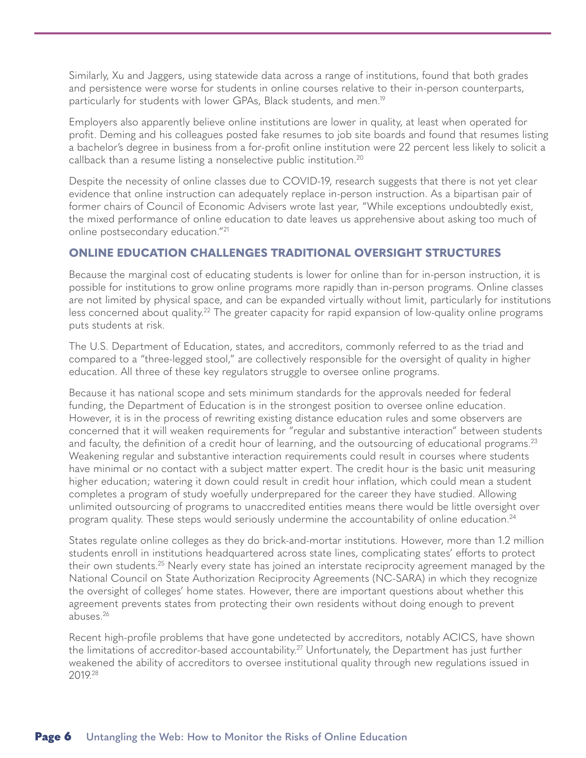Similarly, Xu and Jaggers, using statewide data across a range of institutions, found that both grades and persistence were worse for students in online courses relative to their in-person counterparts, particularly for students with lower GPAs, Black students, and men.[19]

Employers also apparently believe online institutions are lower in quality, at least when operated for profit. Deming and his colleagues posted fake resumes to job site boards and found that resumes listing a bachelor's degree in business from a for-profit online institution were 22 percent less likely to solicit a callback than a resume listing a nonselective public institution.[20]

Despite the necessity of online classes due to COVID-19, research suggests that there is not yet clear evidence that online instruction can adequately replace in-person instruction. As a bipartisan pair of former chairs of Council of Economic Advisers wrote last year, "While exceptions undoubtedly exist, the mixed performance of online education to date leaves us apprehensive about asking too much of online postsecondary education."[21]

## ONLINE EDUCATION CHALLENGES TRADITIONAL OVERSIGHT STRUCTURES

Because the marginal cost of educating students is lower for online than for in-person instruction, it is possible for institutions to grow online programs more rapidly than in-person programs. Online classes are not limited by physical space, and can be expanded virtually without limit, particularly for institutions less concerned about quality.[22] The greater capacity for rapid expansion of low-quality online programs puts students at risk.

The U.S. Department of Education, states, and accreditors, commonly referred to as the triad and compared to a "three-legged stool," are collectively responsible for the oversight of quality in higher education. All three of these key regulators struggle to oversee online programs.

Because it has national scope and sets minimum standards for the approvals needed for federal funding, the Department of Education is in the strongest position to oversee online education. However, it is in the process of rewriting existing distance education rules and some observers are concerned that it will weaken requirements for "regular and substantive interaction" between students and faculty, the definition of a credit hour of learning, and the outsourcing of educational programs.[23] Weakening regular and substantive interaction requirements could result in courses where students have minimal or no contact with a subject matter expert. The credit hour is the basic unit measuring higher education; watering it down could result in credit hour inflation, which could mean a student completes a program of study woefully underprepared for the career they have studied. Allowing unlimited outsourcing of programs to unaccredited entities means there would be little oversight over program quality. These steps would seriously undermine the accountability of online education.[24]

States regulate online colleges as they do brick-and-mortar institutions. However, more than 1.2 million students enroll in institutions headquartered across state lines, complicating states' efforts to protect their own students.[25] Nearly every state has joined an interstate reciprocity agreement managed by the National Council on State Authorization Reciprocity Agreements (NC-SARA) in which they recognize the oversight of colleges' home states. However, there are important questions about whether this agreement prevents states from protecting their own residents without doing enough to prevent abuses.[26]

Recent high-profile problems that have gone undetected by accreditors, notably ACICS, have shown the limitations of accreditor-based accountability.[27] Unfortunately, the Department has just further weakened the ability of accreditors to oversee institutional quality through new regulations issued in 2019.[28]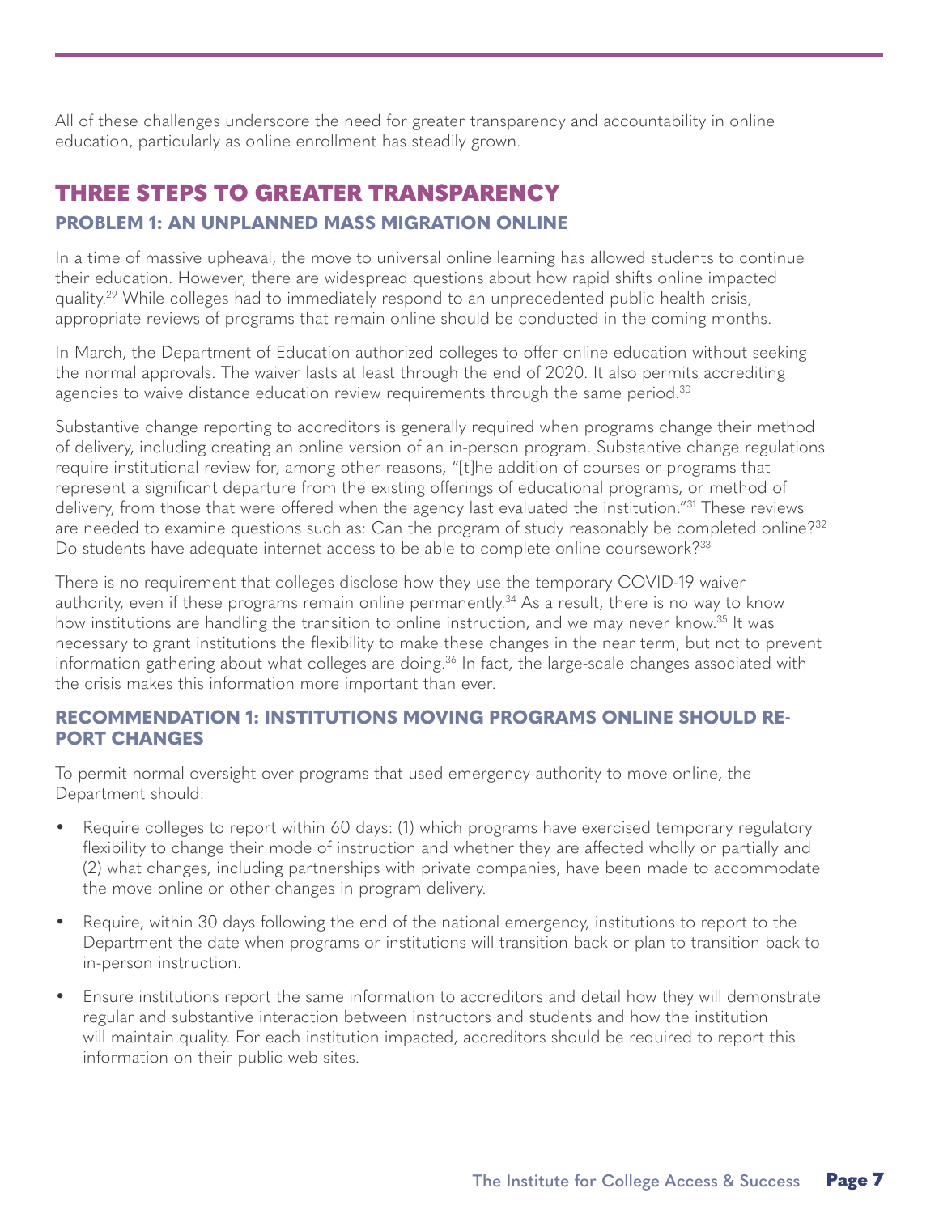All of these challenges underscore the need for greater transparency and accountability in online education, particularly as online enrollment has steadily grown.

## THREE STEPS TO GREATER TRANSPARENCY

### PROBLEM 1: AN UNPLANNED MASS MIGRATION ONLINE

In a time of massive upheaval, the move to universal online learning has allowed students to continue their education. However, there are widespread questions about how rapid shifts online impacted quality.[29] While colleges had to immediately respond to an unprecedented public health crisis, appropriate reviews of programs that remain online should be conducted in the coming months.

In March, the Department of Education authorized colleges to offer online education without seeking the normal approvals. The waiver lasts at least through the end of 2020. It also permits accrediting agencies to waive distance education review requirements through the same period.[30]

Substantive change reporting to accreditors is generally required when programs change their method of delivery, including creating an online version of an in-person program. Substantive change regulations require institutional review for, among other reasons, "[t]he addition of courses or programs that represent a significant departure from the existing offerings of educational programs, or method of delivery, from those that were offered when the agency last evaluated the institution."[31] These reviews are needed to examine questions such as: Can the program of study reasonably be completed online?[32] Do students have adequate internet access to be able to complete online coursework?[33]

There is no requirement that colleges disclose how they use the temporary COVID-19 waiver authority, even if these programs remain online permanently.[34] As a result, there is no way to know how institutions are handling the transition to online instruction, and we may never know.[35] It was necessary to grant institutions the flexibility to make these changes in the near term, but not to prevent information gathering about what colleges are doing.[36] In fact, the large-scale changes associated with the crisis makes this information more important than ever.

### RECOMMENDATION 1: INSTITUTIONS MOVING PROGRAMS ONLINE SHOULD REPORT CHANGES

To permit normal oversight over programs that used emergency authority to move online, the Department should:

- Require colleges to report within 60 days: (1) which programs have exercised temporary regulatory flexibility to change their mode of instruction and whether they are affected wholly or partially and (2) what changes, including partnerships with private companies, have been made to accommodate the move online or other changes in program delivery.
- Require, within 30 days following the end of the national emergency, institutions to report to the Department the date when programs or institutions will transition back or plan to transition back to in-person instruction.
- Ensure institutions report the same information to accreditors and detail how they will demonstrate regular and substantive interaction between instructors and students and how the institution will maintain quality. For each institution impacted, accreditors should be required to report this information on their public web sites.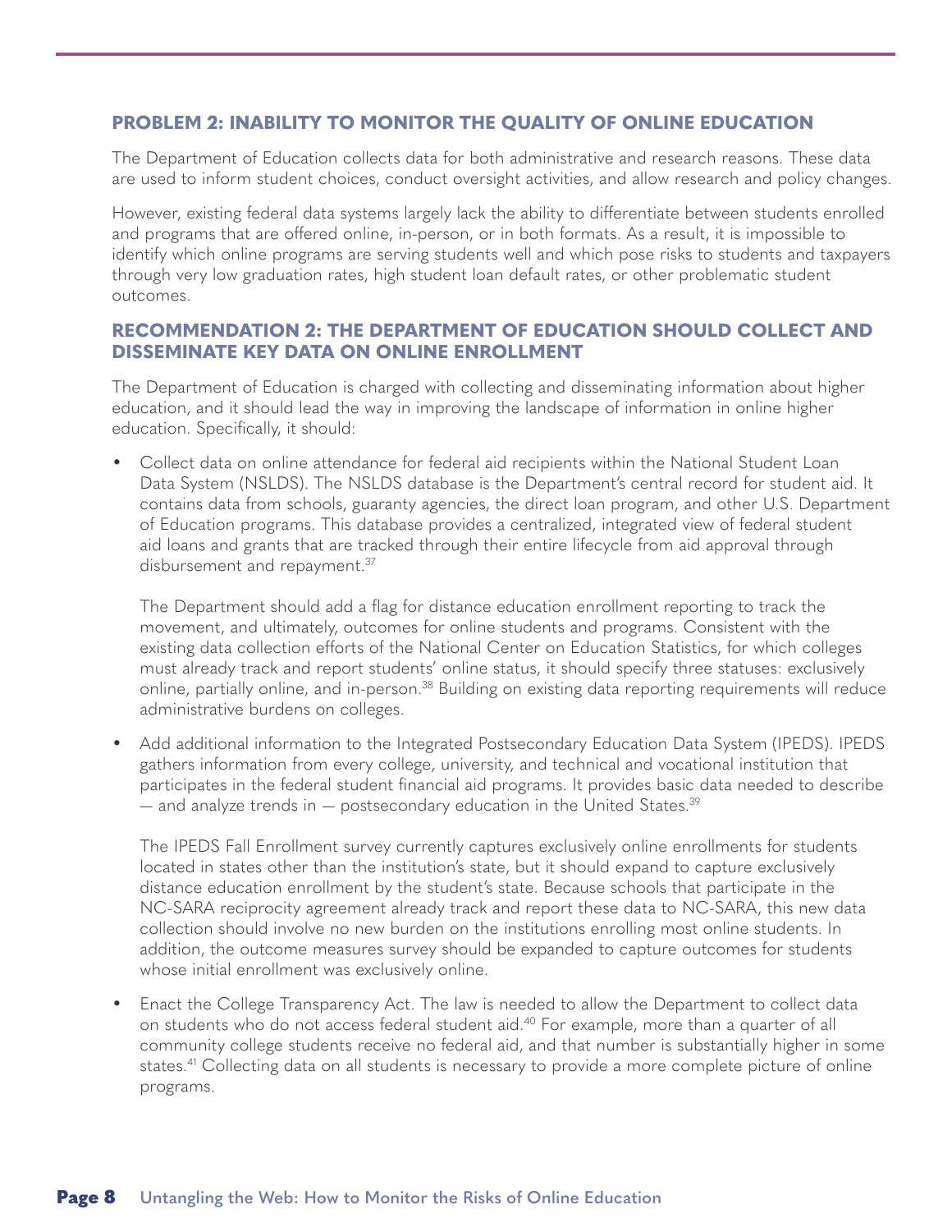## PROBLEM 2: INABILITY TO MONITOR THE QUALITY OF ONLINE EDUCATION

The Department of Education collects data for both administrative and research reasons. These data are used to inform student choices, conduct oversight activities, and allow research and policy changes.

However, existing federal data systems largely lack the ability to differentiate between students enrolled and programs that are offered online, in-person, or in both formats. As a result, it is impossible to identify which online programs are serving students well and which pose risks to students and taxpayers through very low graduation rates, high student loan default rates, or other problematic student outcomes.

## RECOMMENDATION 2: THE DEPARTMENT OF EDUCATION SHOULD COLLECT AND DISSEMINATE KEY DATA ON ONLINE ENROLLMENT

The Department of Education is charged with collecting and disseminating information about higher education, and it should lead the way in improving the landscape of information in online higher education. Specifically, it should:

- Collect data on online attendance for federal aid recipients within the National Student Loan Data System (NSLDS). The NSLDS database is the Department's central record for student aid. It contains data from schools, guaranty agencies, the direct loan program, and other U.S. Department of Education programs. This database provides a centralized, integrated view of federal student aid loans and grants that are tracked through their entire lifecycle from aid approval through disbursement and repayment.[37]

  The Department should add a flag for distance education enrollment reporting to track the movement, and ultimately, outcomes for online students and programs. Consistent with the existing data collection efforts of the National Center on Education Statistics, for which colleges must already track and report students' online status, it should specify three statuses: exclusively online, partially online, and in-person.[38] Building on existing data reporting requirements will reduce administrative burdens on colleges.

- Add additional information to the Integrated Postsecondary Education Data System (IPEDS). IPEDS gathers information from every college, university, and technical and vocational institution that participates in the federal student financial aid programs. It provides basic data needed to describe — and analyze trends in — postsecondary education in the United States.[39]

  The IPEDS Fall Enrollment survey currently captures exclusively online enrollments for students located in states other than the institution's state, but it should expand to capture exclusively distance education enrollment by the student's state. Because schools that participate in the NC-SARA reciprocity agreement already track and report these data to NC-SARA, this new data collection should involve no new burden on the institutions enrolling most online students. In addition, the outcome measures survey should be expanded to capture outcomes for students whose initial enrollment was exclusively online.

- Enact the College Transparency Act. The law is needed to allow the Department to collect data on students who do not access federal student aid.[40] For example, more than a quarter of all community college students receive no federal aid, and that number is substantially higher in some states.[41] Collecting data on all students is necessary to provide a more complete picture of online programs.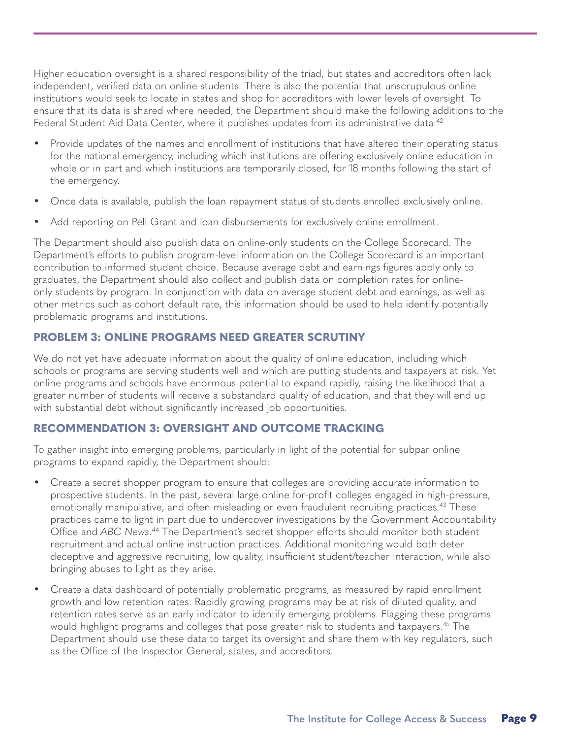Higher education oversight is a shared responsibility of the triad, but states and accreditors often lack independent, verified data on online students. There is also the potential that unscrupulous online institutions would seek to locate in states and shop for accreditors with lower levels of oversight. To ensure that its data is shared where needed, the Department should make the following additions to the Federal Student Aid Data Center, where it publishes updates from its administrative data:[42]

- Provide updates of the names and enrollment of institutions that have altered their operating status for the national emergency, including which institutions are offering exclusively online education in whole or in part and which institutions are temporarily closed, for 18 months following the start of the emergency.
- Once data is available, publish the loan repayment status of students enrolled exclusively online.
- Add reporting on Pell Grant and loan disbursements for exclusively online enrollment.

The Department should also publish data on online-only students on the College Scorecard. The Department's efforts to publish program-level information on the College Scorecard is an important contribution to informed student choice. Because average debt and earnings figures apply only to graduates, the Department should also collect and publish data on completion rates for online-only students by program. In conjunction with data on average student debt and earnings, as well as other metrics such as cohort default rate, this information should be used to help identify potentially problematic programs and institutions.

## PROBLEM 3: ONLINE PROGRAMS NEED GREATER SCRUTINY

We do not yet have adequate information about the quality of online education, including which schools or programs are serving students well and which are putting students and taxpayers at risk. Yet online programs and schools have enormous potential to expand rapidly, raising the likelihood that a greater number of students will receive a substandard quality of education, and that they will end up with substantial debt without significantly increased job opportunities.

## RECOMMENDATION 3: OVERSIGHT AND OUTCOME TRACKING

To gather insight into emerging problems, particularly in light of the potential for subpar online programs to expand rapidly, the Department should:

- Create a secret shopper program to ensure that colleges are providing accurate information to prospective students. In the past, several large online for-profit colleges engaged in high-pressure, emotionally manipulative, and often misleading or even fraudulent recruiting practices.[43] These practices came to light in part due to undercover investigations by the Government Accountability Office and *ABC News*.[44] The Department's secret shopper efforts should monitor both student recruitment and actual online instruction practices. Additional monitoring would both deter deceptive and aggressive recruiting, low quality, insufficient student/teacher interaction, while also bringing abuses to light as they arise.
- Create a data dashboard of potentially problematic programs, as measured by rapid enrollment growth and low retention rates. Rapidly growing programs may be at risk of diluted quality, and retention rates serve as an early indicator to identify emerging problems. Flagging these programs would highlight programs and colleges that pose greater risk to students and taxpayers.[45] The Department should use these data to target its oversight and share them with key regulators, such as the Office of the Inspector General, states, and accreditors.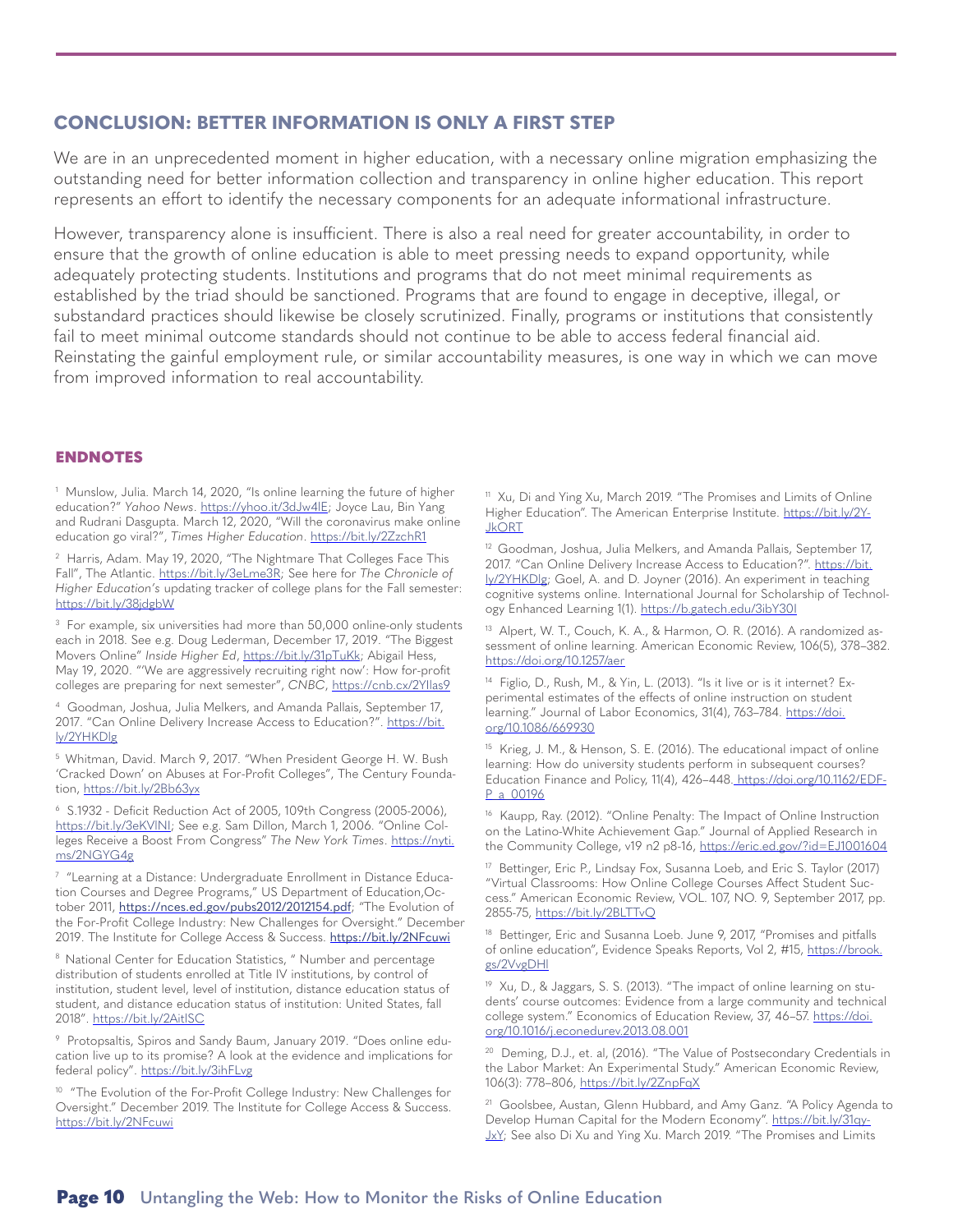## CONCLUSION: BETTER INFORMATION IS ONLY A FIRST STEP

We are in an unprecedented moment in higher education, with a necessary online migration emphasizing the outstanding need for better information collection and transparency in online higher education. This report represents an effort to identify the necessary components for an adequate informational infrastructure.

However, transparency alone is insufficient. There is also a real need for greater accountability, in order to ensure that the growth of online education is able to meet pressing needs to expand opportunity, while adequately protecting students. Institutions and programs that do not meet minimal requirements as established by the triad should be sanctioned. Programs that are found to engage in deceptive, illegal, or substandard practices should likewise be closely scrutinized. Finally, programs or institutions that consistently fail to meet minimal outcome standards should not continue to be able to access federal financial aid. Reinstating the gainful employment rule, or similar accountability measures, is one way in which we can move from improved information to real accountability.

### ENDNOTES

[1] Munslow, Julia. March 14, 2020, "Is online learning the future of higher education?" *Yahoo News*. https://yhoo.it/3dJw4lE; Joyce Lau, Bin Yang and Rudrani Dasgupta. March 12, 2020, "Will the coronavirus make online education go viral?", *Times Higher Education*. https://bit.ly/2ZzchR1

[2] Harris, Adam. May 19, 2020, "The Nightmare That Colleges Face This Fall", The Atlantic. https://bit.ly/3eLme3R; See here for *The Chronicle of Higher Education's* updating tracker of college plans for the Fall semester: https://bit.ly/38jdgbW

[3] For example, six universities had more than 50,000 online-only students each in 2018. See e.g. Doug Lederman, December 17, 2019. "The Biggest Movers Online" *Inside Higher Ed*, https://bit.ly/31pTuKk; Abigail Hess, May 19, 2020. "'We are aggressively recruiting right now': How for-profit colleges are preparing for next semester", *CNBC*, https://cnb.cx/2YIlas9

[4] Goodman, Joshua, Julia Melkers, and Amanda Pallais, September 17, 2017. "Can Online Delivery Increase Access to Education?". https://bit.ly/2YHKDlg

[5] Whitman, David. March 9, 2017. "When President George H. W. Bush 'Cracked Down' on Abuses at For-Profit Colleges", The Century Foundation, https://bit.ly/2Bb63yx

[6] S.1932 - Deficit Reduction Act of 2005, 109th Congress (2005-2006), https://bit.ly/3eKVlNI; See e.g. Sam Dillon, March 1, 2006. "Online Colleges Receive a Boost From Congress" *The New York Times*. https://nyti.ms/2NGYG4g

[7] "Learning at a Distance: Undergraduate Enrollment in Distance Education Courses and Degree Programs," US Department of Education,October 2011, https://nces.ed.gov/pubs2012/2012154.pdf; "The Evolution of the For-Profit College Industry: New Challenges for Oversight." December 2019. The Institute for College Access & Success. https://bit.ly/2NFcuwi

[8] National Center for Education Statistics, " Number and percentage distribution of students enrolled at Title IV institutions, by control of institution, student level, level of institution, distance education status of student, and distance education status of institution: United States, fall 2018". https://bit.ly/2AitISC

[9] Protopsaltis, Spiros and Sandy Baum, January 2019. "Does online education live up to its promise? A look at the evidence and implications for federal policy". https://bit.ly/3ihFLvg

[10] "The Evolution of the For-Profit College Industry: New Challenges for Oversight." December 2019. The Institute for College Access & Success. https://bit.ly/2NFcuwi

[11] Xu, Di and Ying Xu, March 2019. "The Promises and Limits of Online Higher Education". The American Enterprise Institute. https://bit.ly/2YJkORT

[12] Goodman, Joshua, Julia Melkers, and Amanda Pallais, September 17, 2017. "Can Online Delivery Increase Access to Education?". https://bit.ly/2YHKDlg; Goel, A. and D. Joyner (2016). An experiment in teaching cognitive systems online. International Journal for Scholarship of Technology Enhanced Learning 1(1). https://b.gatech.edu/3ibY30I

[13] Alpert, W. T., Couch, K. A., & Harmon, O. R. (2016). A randomized assessment of online learning. American Economic Review, 106(5), 378–382. https://doi.org/10.1257/aer

[14] Figlio, D., Rush, M., & Yin, L. (2013). "Is it live or is it internet? Experimental estimates of the effects of online instruction on student learning." Journal of Labor Economics, 31(4), 763–784. https://doi.org/10.1086/669930

[15] Krieg, J. M., & Henson, S. E. (2016). The educational impact of online learning: How do university students perform in subsequent courses? Education Finance and Policy, 11(4), 426–448. https://doi.org/10.1162/EDFP_a_00196

[16] Kaupp, Ray. (2012). "Online Penalty: The Impact of Online Instruction on the Latino-White Achievement Gap." Journal of Applied Research in the Community College, v19 n2 p8-16, https://eric.ed.gov/?id=EJ1001604

[17] Bettinger, Eric P., Lindsay Fox, Susanna Loeb, and Eric S. Taylor (2017) "Virtual Classrooms: How Online College Courses Affect Student Success." American Economic Review, VOL. 107, NO. 9, September 2017, pp. 2855-75, https://bit.ly/2BLTTvQ

[18] Bettinger, Eric and Susanna Loeb. June 9, 2017, "Promises and pitfalls of online education", Evidence Speaks Reports, Vol 2, #15, https://brook.gs/2VvgDHl

[19] Xu, D., & Jaggars, S. S. (2013). "The impact of online learning on students' course outcomes: Evidence from a large community and technical college system." Economics of Education Review, 37, 46–57. https://doi.org/10.1016/j.econedurev.2013.08.001

[20] Deming, D.J., et. al, (2016). "The Value of Postsecondary Credentials in the Labor Market: An Experimental Study." American Economic Review, 106(3): 778–806, https://bit.ly/2ZnpFqX

[21] Goolsbee, Austan, Glenn Hubbard, and Amy Ganz. "A Policy Agenda to Develop Human Capital for the Modern Economy". https://bit.ly/31qyJxY; See also Di Xu and Ying Xu. March 2019. "The Promises and Limits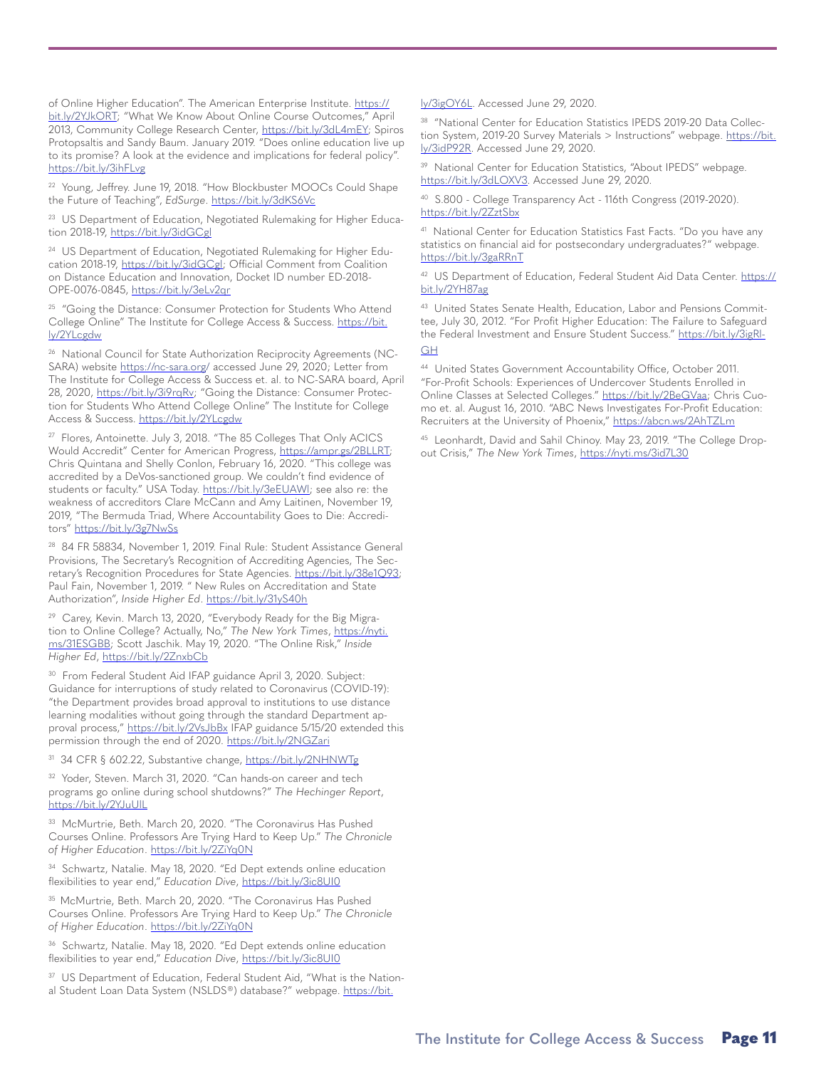of Online Higher Education". The American Enterprise Institute. https://bit.ly/2YJkORT; "What We Know About Online Course Outcomes," April 2013, Community College Research Center, https://bit.ly/3dL4mEY; Spiros Protopsaltis and Sandy Baum. January 2019. "Does online education live up to its promise? A look at the evidence and implications for federal policy". https://bit.ly/3ihFLvg

[22] Young, Jeffrey. June 19, 2018. "How Blockbuster MOOCs Could Shape the Future of Teaching", *EdSurge*. https://bit.ly/3dKS6Vc

[23] US Department of Education, Negotiated Rulemaking for Higher Education 2018-19, https://bit.ly/3idGCgl

[24] US Department of Education, Negotiated Rulemaking for Higher Education 2018-19, https://bit.ly/3idGCgl; Official Comment from Coalition on Distance Education and Innovation, Docket ID number ED-2018-OPE-0076-0845, https://bit.ly/3eLv2qr

[25] "Going the Distance: Consumer Protection for Students Who Attend College Online" The Institute for College Access & Success. https://bit.ly/2YLcgdw

[26] National Council for State Authorization Reciprocity Agreements (NC-SARA) website https://nc-sara.org/ accessed June 29, 2020; Letter from The Institute for College Access & Success et. al. to NC-SARA board, April 28, 2020, https://bit.ly/3i9rqRv; "Going the Distance: Consumer Protection for Students Who Attend College Online" The Institute for College Access & Success. https://bit.ly/2YLcgdw

[27] Flores, Antoinette. July 3, 2018. "The 85 Colleges That Only ACICS Would Accredit" Center for American Progress, https://ampr.gs/2BLLRT; Chris Quintana and Shelly Conlon, February 16, 2020. "This college was accredited by a DeVos-sanctioned group. We couldn't find evidence of students or faculty." USA Today. https://bit.ly/3eEUAWl; see also re: the weakness of accreditors Clare McCann and Amy Laitinen, November 19, 2019, "The Bermuda Triad, Where Accountability Goes to Die: Accreditors" https://bit.ly/3g7NwSs

[28] 84 FR 58834, November 1, 2019. Final Rule: Student Assistance General Provisions, The Secretary's Recognition of Accrediting Agencies, The Secretary's Recognition Procedures for State Agencies. https://bit.ly/38e1Q93; Paul Fain, November 1, 2019. " New Rules on Accreditation and State Authorization", *Inside Higher Ed*. https://bit.ly/31yS40h

[29] Carey, Kevin. March 13, 2020, "Everybody Ready for the Big Migration to Online College? Actually, No," *The New York Times*, https://nyti.ms/31ESGBB; Scott Jaschik. May 19, 2020. "The Online Risk," *Inside Higher Ed*, https://bit.ly/2ZnxbCb

[30] From Federal Student Aid IFAP guidance April 3, 2020. Subject: Guidance for interruptions of study related to Coronavirus (COVID-19): "the Department provides broad approval to institutions to use distance learning modalities without going through the standard Department approval process," https://bit.ly/2VsJbBx IFAP guidance 5/15/20 extended this permission through the end of 2020. https://bit.ly/2NGZari

[31] 34 CFR § 602.22, Substantive change, https://bit.ly/2NHNWTg

[32] Yoder, Steven. March 31, 2020. "Can hands-on career and tech programs go online during school shutdowns?" *The Hechinger Report*, https://bit.ly/2YJuUlL

[33] McMurtrie, Beth. March 20, 2020. "The Coronavirus Has Pushed Courses Online. Professors Are Trying Hard to Keep Up." *The Chronicle of Higher Education*. https://bit.ly/2ZiYq0N

[34] Schwartz, Natalie. May 18, 2020. "Ed Dept extends online education flexibilities to year end," *Education Dive*, https://bit.ly/3ic8UI0

[35] McMurtrie, Beth. March 20, 2020. "The Coronavirus Has Pushed Courses Online. Professors Are Trying Hard to Keep Up." *The Chronicle of Higher Education*. https://bit.ly/2ZiYq0N

[36] Schwartz, Natalie. May 18, 2020. "Ed Dept extends online education flexibilities to year end," *Education Dive*, https://bit.ly/3ic8UI0

[37] US Department of Education, Federal Student Aid, "What is the National Student Loan Data System (NSLDS®) database?" webpage. https://bit.ly/3igOY6L. Accessed June 29, 2020.

[38] "National Center for Education Statistics IPEDS 2019-20 Data Collection System, 2019-20 Survey Materials > Instructions" webpage. https://bit.ly/3idP92R. Accessed June 29, 2020.

[39] National Center for Education Statistics, "About IPEDS" webpage. https://bit.ly/3dLOXV3. Accessed June 29, 2020.

[40] S.800 - College Transparency Act - 116th Congress (2019-2020). https://bit.ly/2ZztSbx

[41] National Center for Education Statistics Fast Facts. "Do you have any statistics on financial aid for postsecondary undergraduates?" webpage. https://bit.ly/3gaRRnT

[42] US Department of Education, Federal Student Aid Data Center. https://bit.ly/2YH87ag

[43] United States Senate Health, Education, Labor and Pensions Committee, July 30, 2012. "For Profit Higher Education: The Failure to Safeguard the Federal Investment and Ensure Student Success." https://bit.ly/3igRl-GH

[44] United States Government Accountability Office, October 2011. "For-Profit Schools: Experiences of Undercover Students Enrolled in Online Classes at Selected Colleges." https://bit.ly/2BeGVaa; Chris Cuomo et. al. August 16, 2010. "ABC News Investigates For-Profit Education: Recruiters at the University of Phoenix," https://abcn.ws/2AhTZLm

[45] Leonhardt, David and Sahil Chinoy. May 23, 2019. "The College Dropout Crisis," *The New York Times*, https://nyti.ms/3id7L30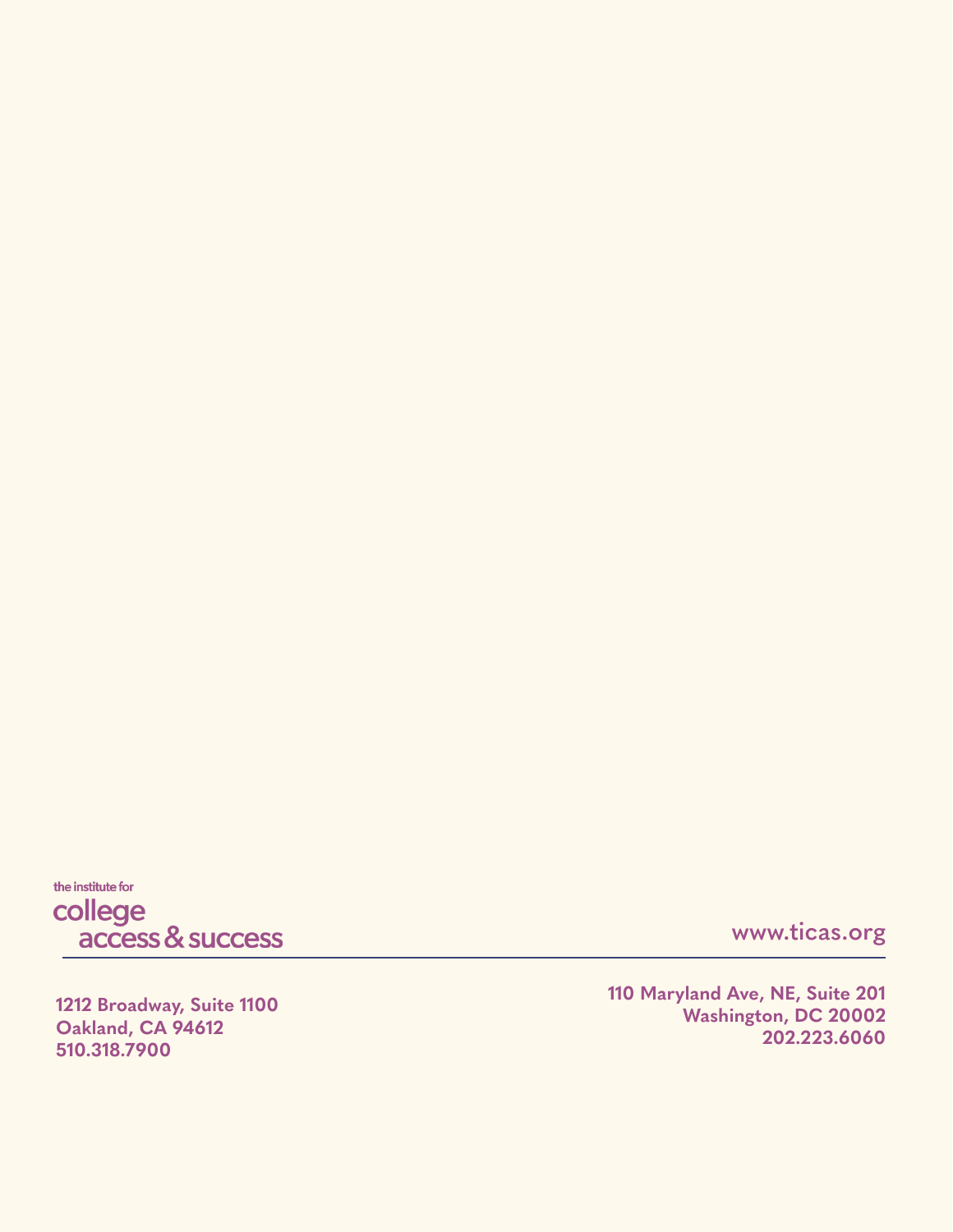the institute for
college
access & success

www.ticas.org

1212 Broadway, Suite 1100
Oakland, CA 94612
510.318.7900

110 Maryland Ave, NE, Suite 201
Washington, DC 20002
202.223.6060